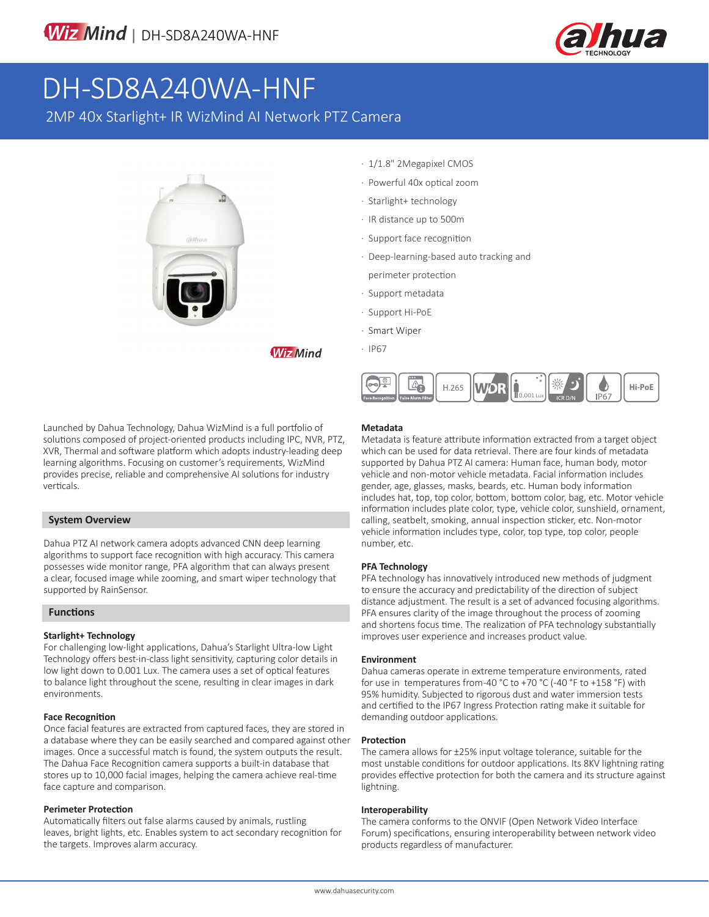# DH-SD8A240WA-HNF

2MP 40x Starlight+ IR WizMind AI Network PTZ Camera

- 1/1.8" 2Megapixel CMOS
- Powerful 40x optical zoom
- Starlight+ technology
- IR distance up to 500m
- Support face recognition
- Deep-learning-based auto tracking and perimeter protection
- Support metadata
- Support Hi-PoE
- Smart Wiper
- IP67

Launched by Dahua Technology, Dahua WizMind is a full portfolio of solutions composed of project-oriented products including IPC, NVR, PTZ, XVR, Thermal and software platform which adopts industry-leading deep learning algorithms. Focusing on customer's requirements, WizMind provides precise, reliable and comprehensive AI solutions for industry verticals.

## System Overview

Dahua PTZ AI network camera adopts advanced CNN deep learning algorithms to support face recognition with high accuracy. This camera possesses wide monitor range, PFA algorithm that can always present a clear, focused image while zooming, and smart wiper technology that supported by RainSensor.

## Functions

### Starlight+ Technology

For challenging low-light applications, Dahua's Starlight Ultra-low Light Technology offers best-in-class light sensitivity, capturing color details in low light down to 0.001 Lux. The camera uses a set of optical features to balance light throughout the scene, resulting in clear images in dark environments.

### Face Recognition

Once facial features are extracted from captured faces, they are stored in a database where they can be easily searched and compared against other images. Once a successful match is found, the system outputs the result. The Dahua Face Recognition camera supports a built-in database that stores up to 10,000 facial images, helping the camera achieve real-time face capture and comparison.

### Perimeter Protection

Automatically filters out false alarms caused by animals, rustling leaves, bright lights, etc. Enables system to act secondary recognition for the targets. Improves alarm accuracy.

### Metadata

Metadata is feature attribute information extracted from a target object which can be used for data retrieval. There are four kinds of metadata supported by Dahua PTZ AI camera: Human face, human body, motor vehicle and non-motor vehicle metadata. Facial information includes gender, age, glasses, masks, beards, etc. Human body information includes hat, top, top color, bottom, bottom color, bag, etc. Motor vehicle information includes plate color, type, vehicle color, sunshield, ornament, calling, seatbelt, smoking, annual inspection sticker, etc. Non-motor vehicle information includes type, color, top type, top color, people number, etc.

### PFA Technology

PFA technology has innovatively introduced new methods of judgment to ensure the accuracy and predictability of the direction of subject distance adjustment. The result is a set of advanced focusing algorithms. PFA ensures clarity of the image throughout the process of zooming and shortens focus time. The realization of PFA technology substantially improves user experience and increases product value.

### Environment

Dahua cameras operate in extreme temperature environments, rated for use in temperatures from -40 °C to +70 °C (-40 °F to +158 °F) with 95% humidity. Subjected to rigorous dust and water immersion tests and certified to the IP67 Ingress Protection rating make it suitable for demanding outdoor applications.

### Protection

The camera allows for ±25% input voltage tolerance, suitable for the most unstable conditions for outdoor applications. Its 8KV lightning rating provides effective protection for both the camera and its structure against lightning.

### Interoperability

The camera conforms to the ONVIF (Open Network Video Interface Forum) specifications, ensuring interoperability between network video products regardless of manufacturer.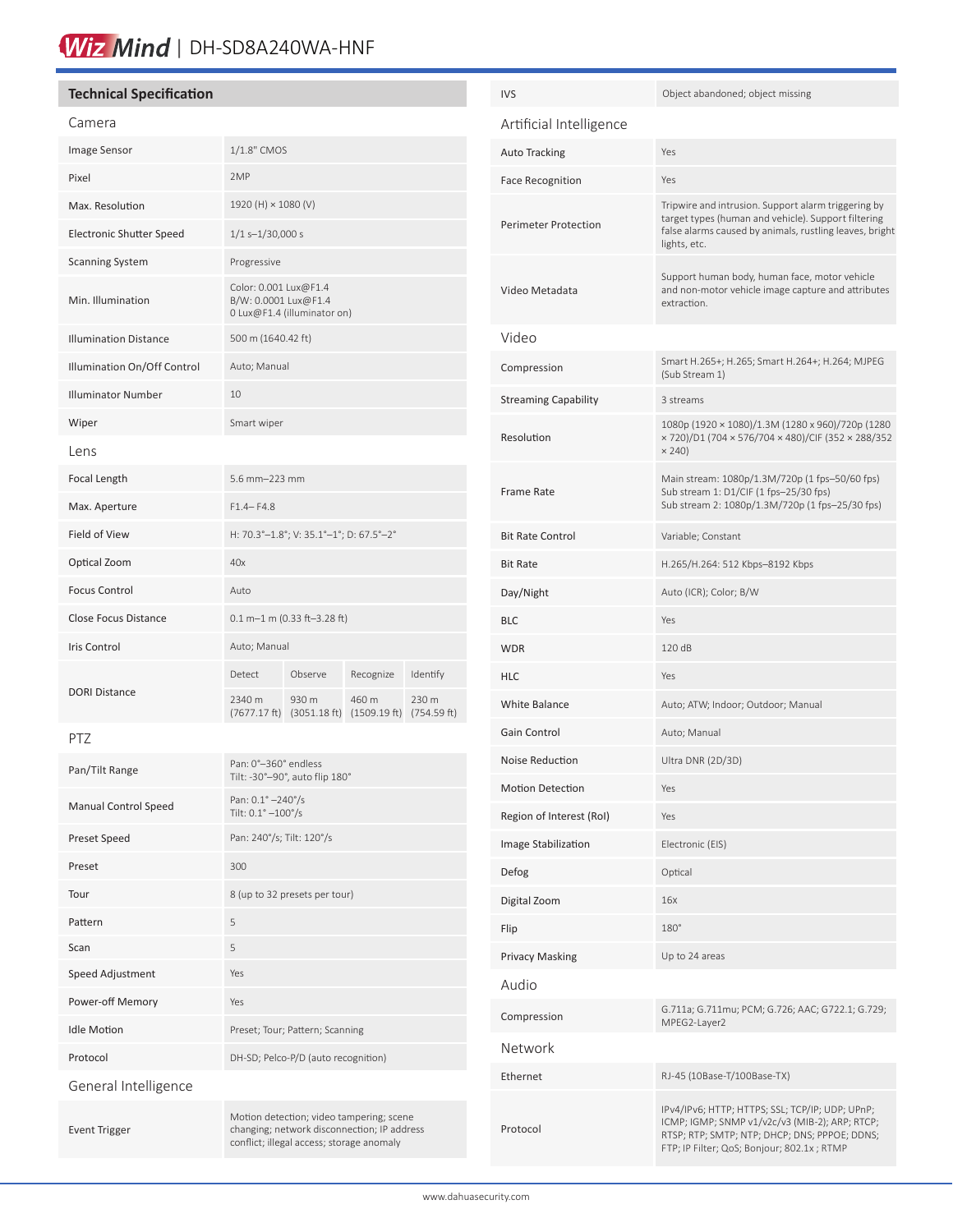## Technical Specification

### Camera

| | |
|---|---|
| Image Sensor | 1/1.8" CMOS |
| Pixel | 2MP |
| Max. Resolution | 1920 (H) × 1080 (V) |
| Electronic Shutter Speed | 1/1 s–1/30,000 s |
| Scanning System | Progressive |
| Min. Illumination | Color: 0.001 Lux@F1.4<br>B/W: 0.0001 Lux@F1.4<br>0 Lux@F1.4 (illuminator on) |
| Illumination Distance | 500 m (1640.42 ft) |
| Illumination On/Off Control | Auto; Manual |
| Illuminator Number | 10 |
| Wiper | Smart wiper |

### Lens

| | | | | |
|---|---|---|---|---|
| Focal Length | 5.6 mm–223 mm | | | |
| Max. Aperture | F1.4– F4.8 | | | |
| Field of View | H: 70.3°–1.8°; V: 35.1°–1°; D: 67.5°–2° | | | |
| Optical Zoom | 40x | | | |
| Focus Control | Auto | | | |
| Close Focus Distance | 0.1 m–1 m (0.33 ft–3.28 ft) | | | |
| Iris Control | Auto; Manual | | | |
| DORI Distance | Detect | Observe | Recognize | Identify |
| | 2340 m (7677.17 ft) | 930 m (3051.18 ft) | 460 m (1509.19 ft) | 230 m (754.59 ft) |

### PTZ

| | |
|---|---|
| Pan/Tilt Range | Pan: 0°–360° endless<br>Tilt: -30°–90°, auto flip 180° |
| Manual Control Speed | Pan: 0.1° –240°/s<br>Tilt: 0.1° –100°/s |
| Preset Speed | Pan: 240°/s; Tilt: 120°/s |
| Preset | 300 |
| Tour | 8 (up to 32 presets per tour) |
| Pattern | 5 |
| Scan | 5 |
| Speed Adjustment | Yes |
| Power-off Memory | Yes |
| Idle Motion | Preset; Tour; Pattern; Scanning |
| Protocol | DH-SD; Pelco-P/D (auto recognition) |

### General Intelligence

| | |
|---|---|
| Event Trigger | Motion detection; video tampering; scene changing; network disconnection; IP address conflict; illegal access; storage anomaly |
| IVS | Object abandoned; object missing |

### Artificial Intelligence

| | |
|---|---|
| Auto Tracking | Yes |
| Face Recognition | Yes |
| Perimeter Protection | Tripwire and intrusion. Support alarm triggering by target types (human and vehicle). Support filtering false alarms caused by animals, rustling leaves, bright lights, etc. |
| Video Metadata | Support human body, human face, motor vehicle and non-motor vehicle image capture and attributes extraction. |

### Video

| | |
|---|---|
| Compression | Smart H.265+; H.265; Smart H.264+; H.264; MJPEG (Sub Stream 1) |
| Streaming Capability | 3 streams |
| Resolution | 1080p (1920 × 1080)/1.3M (1280 x 960)/720p (1280 × 720)/D1 (704 × 576/704 × 480)/CIF (352 × 288/352 × 240) |
| Frame Rate | Main stream: 1080p/1.3M/720p (1 fps–50/60 fps)<br>Sub stream 1: D1/CIF (1 fps–25/30 fps)<br>Sub stream 2: 1080p/1.3M/720p (1 fps–25/30 fps) |
| Bit Rate Control | Variable; Constant |
| Bit Rate | H.265/H.264: 512 Kbps–8192 Kbps |
| Day/Night | Auto (ICR); Color; B/W |
| BLC | Yes |
| WDR | 120 dB |
| HLC | Yes |
| White Balance | Auto; ATW; Indoor; Outdoor; Manual |
| Gain Control | Auto; Manual |
| Noise Reduction | Ultra DNR (2D/3D) |
| Motion Detection | Yes |
| Region of Interest (RoI) | Yes |
| Image Stabilization | Electronic (EIS) |
| Defog | Optical |
| Digital Zoom | 16x |
| Flip | 180° |
| Privacy Masking | Up to 24 areas |

### Audio

| | |
|---|---|
| Compression | G.711a; G.711mu; PCM; G.726; AAC; G722.1; G.729; MPEG2-Layer2 |

### Network

| | |
|---|---|
| Ethernet | RJ-45 (10Base-T/100Base-TX) |
| Protocol | IPv4/IPv6; HTTP; HTTPS; SSL; TCP/IP; UDP; UPnP; ICMP; IGMP; SNMP v1/v2c/v3 (MIB-2); ARP; RTCP; RTSP; RTP; SMTP; NTP; DHCP; DNS; PPPOE; DDNS; FTP; IP Filter; QoS; Bonjour; 802.1x ; RTMP |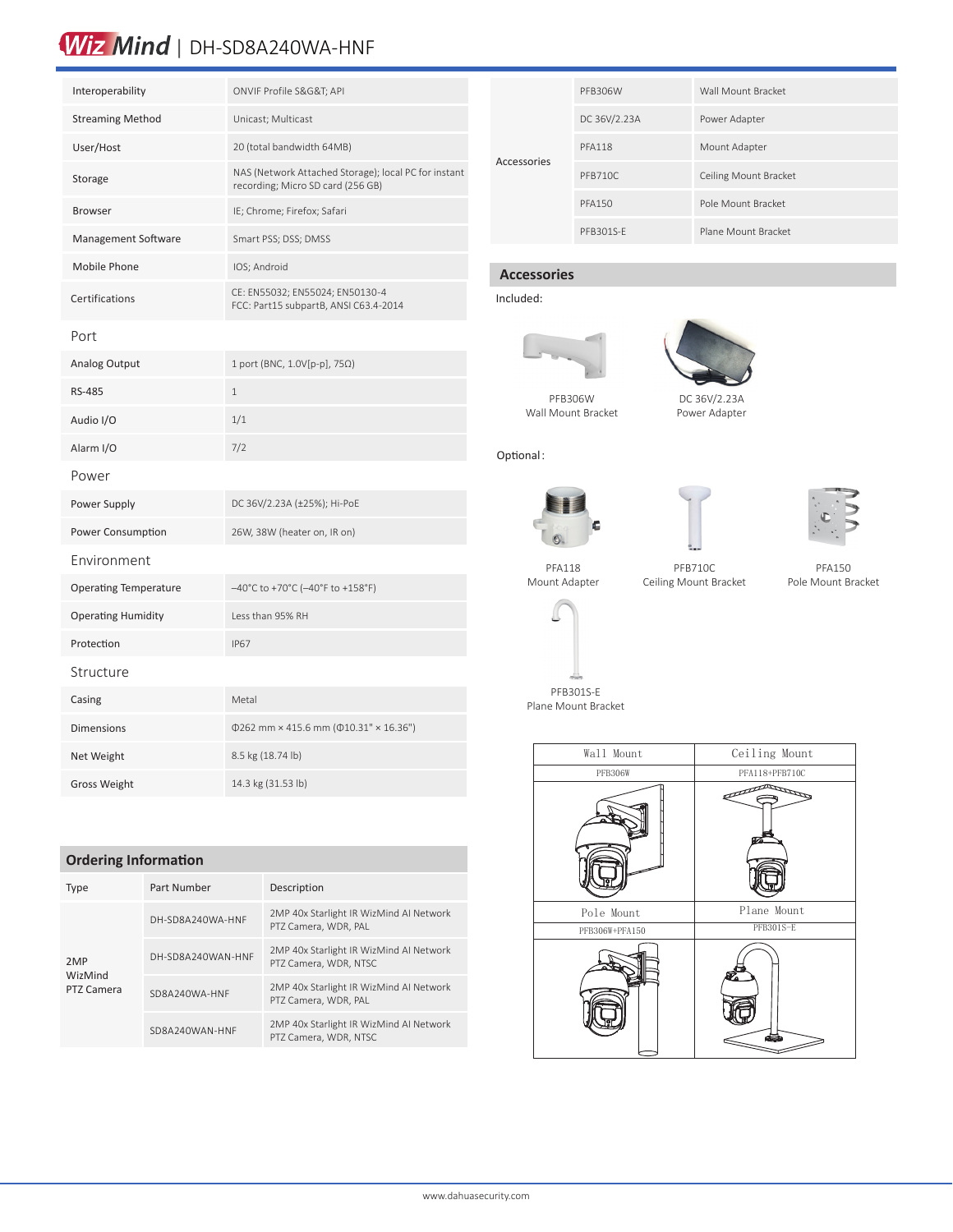# WizMind | DH-SD8A240WA-HNF

| | |
|---|---|
| Interoperability | ONVIF Profile S&G&T; API |
| Streaming Method | Unicast; Multicast |
| User/Host | 20 (total bandwidth 64MB) |
| Storage | NAS (Network Attached Storage); local PC for instant recording; Micro SD card (256 GB) |
| Browser | IE; Chrome; Firefox; Safari |
| Management Software | Smart PSS; DSS; DMSS |
| Mobile Phone | IOS; Android |
| Certifications | CE: EN55032; EN55024; EN50130-4<br>FCC: Part15 subpartB, ANSI C63.4-2014 |
| **Port** | |
| Analog Output | 1 port (BNC, 1.0V[p-p], 75Ω) |
| RS-485 | 1 |
| Audio I/O | 1/1 |
| Alarm I/O | 7/2 |
| **Power** | |
| Power Supply | DC 36V/2.23A (±25%); Hi-PoE |
| Power Consumption | 26W, 38W (heater on, IR on) |
| **Environment** | |
| Operating Temperature | –40°C to +70°C (–40°F to +158°F) |
| Operating Humidity | Less than 95% RH |
| Protection | IP67 |
| **Structure** | |
| Casing | Metal |
| Dimensions | Φ262 mm × 415.6 mm (Φ10.31" × 16.36") |
| Net Weight | 8.5 kg (18.74 lb) |
| Gross Weight | 14.3 kg (31.53 lb) |

## Ordering Information

| Type | Part Number | Description |
|---|---|---|
| 2MP WizMind PTZ Camera | DH-SD8A240WA-HNF | 2MP 40x Starlight IR WizMind AI Network PTZ Camera, WDR, PAL |
| | DH-SD8A240WAN-HNF | 2MP 40x Starlight IR WizMind AI Network PTZ Camera, WDR, NTSC |
| | SD8A240WA-HNF | 2MP 40x Starlight IR WizMind AI Network PTZ Camera, WDR, PAL |
| | SD8A240WAN-HNF | 2MP 40x Starlight IR WizMind AI Network PTZ Camera, WDR, NTSC |

| | | |
|---|---|---|
| Accessories | PFB306W | Wall Mount Bracket |
| | DC 36V/2.23A | Power Adapter |
| | PFA118 | Mount Adapter |
| | PFB710C | Ceiling Mount Bracket |
| | PFA150 | Pole Mount Bracket |
| | PFB301S-E | Plane Mount Bracket |

## Accessories

Included:

PFB306W
Wall Mount Bracket

DC 36V/2.23A
Power Adapter

Optional:

PFA118
Mount Adapter

PFB710C
Ceiling Mount Bracket

PFA150
Pole Mount Bracket

PFB301S-E
Plane Mount Bracket

| Wall Mount | Ceiling Mount |
|---|---|
| PFB306W | PFA118+PFB710C |
| Pole Mount | Plane Mount |
| PFB306W+PFA150 | PFB301S-E |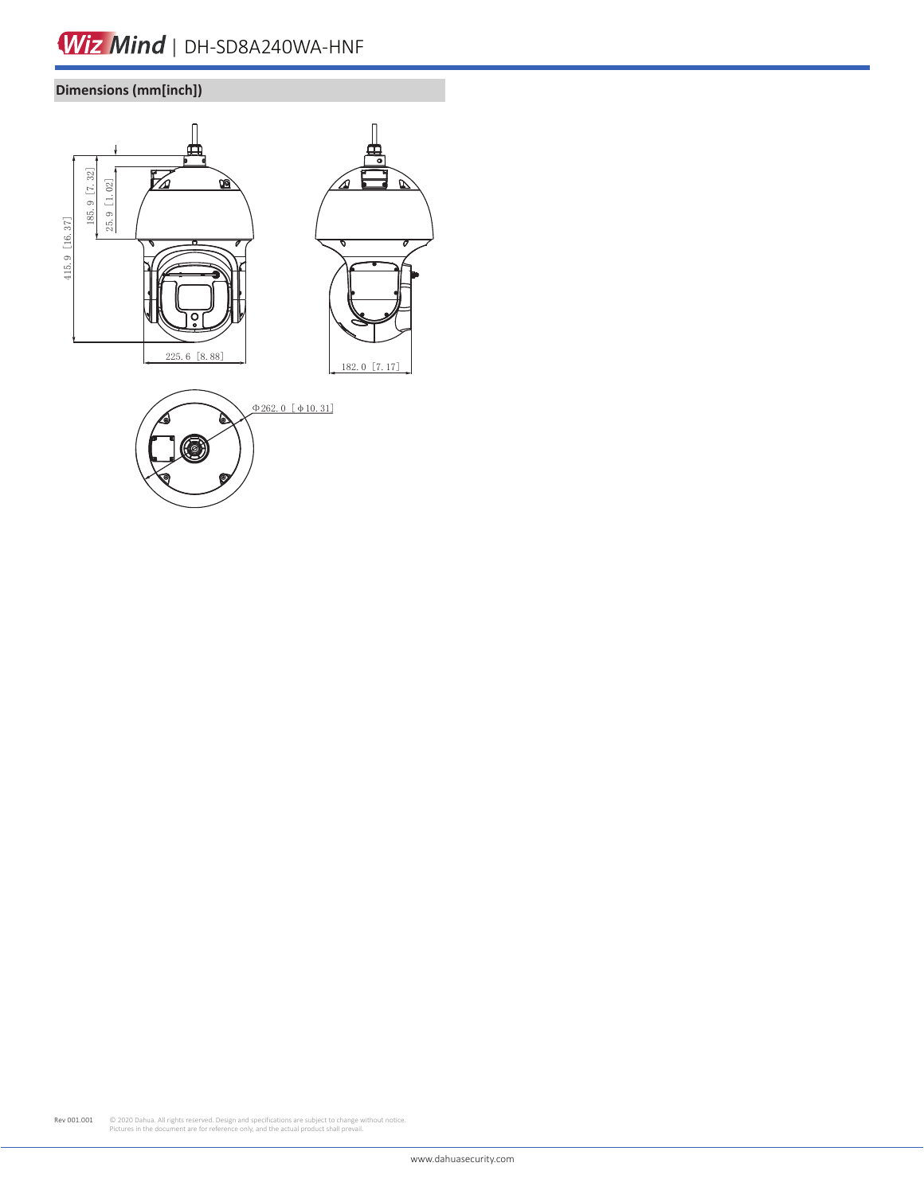## Dimensions (mm[inch])

415.9 [16.37]

185.9 [7.32]

25.9 [1.02]

225.6 [8.88]

182.0 [7.17]

Φ262.0 [Φ10.31]

Rev 001.001 © 2020 Dahua. All rights reserved. Design and specifications are subject to change without notice.
Pictures in the document are for reference only, and the actual product shall prevail.

www.dahuasecurity.com